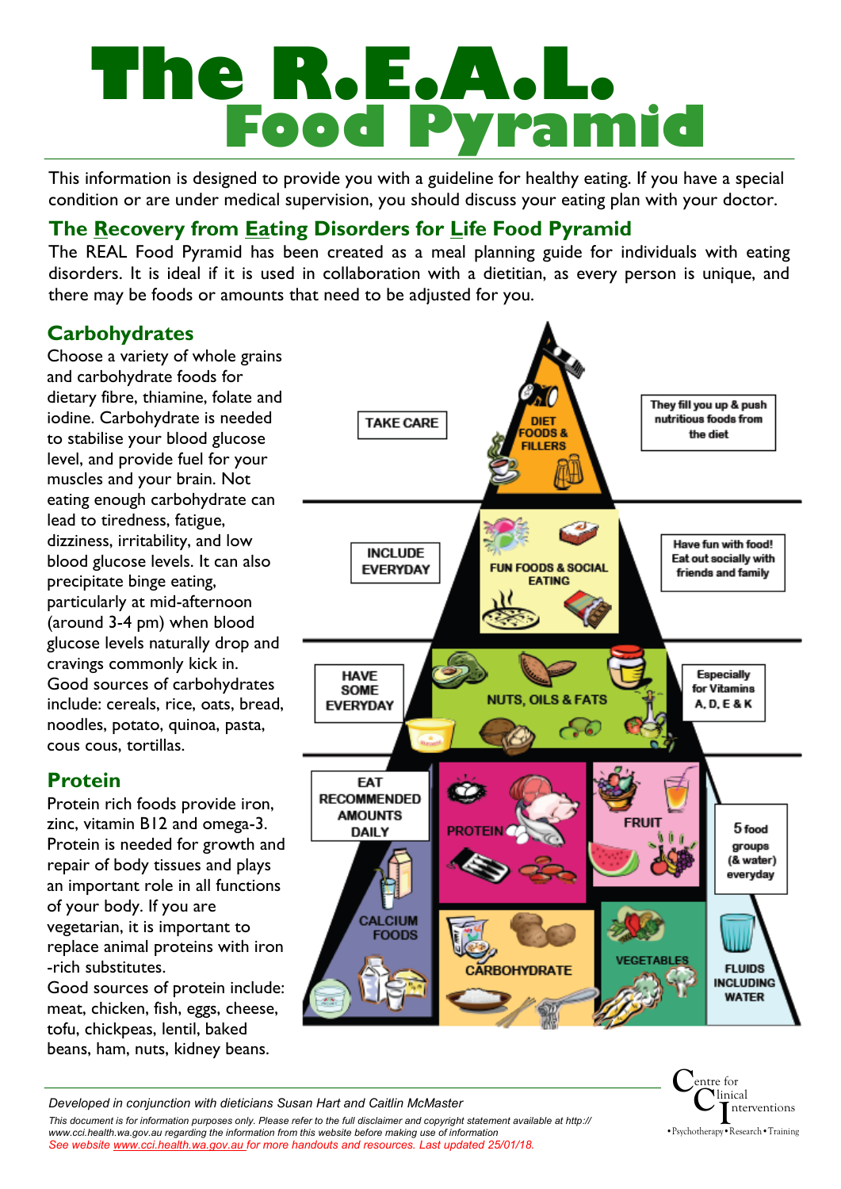# The R.E.A.L. Food Pyramid

This information is designed to provide you with a guideline for healthy eating. If you have a special condition or are under medical supervision, you should discuss your eating plan with your doctor.

## The Recovery from Eating Disorders for Life Food Pyramid

The REAL Food Pyramid has been created as a meal planning guide for individuals with eating disorders. It is ideal if it is used in collaboration with a dietitian, as every person is unique, and there may be foods or amounts that need to be adjusted for you.

## Carbohydrates

Choose a variety of whole grains and carbohydrate foods for dietary fibre, thiamine, folate and iodine. Carbohydrate is needed to stabilise your blood glucose level, and provide fuel for your muscles and your brain. Not eating enough carbohydrate can lead to tiredness, fatigue, dizziness, irritability, and low blood glucose levels. It can also precipitate binge eating, particularly at mid-afternoon (around 3-4 pm) when blood glucose levels naturally drop and cravings commonly kick in. Good sources of carbohydrates include: cereals, rice, oats, bread, noodles, potato, quinoa, pasta, cous cous, tortillas.

## Protein

Protein rich foods provide iron, zinc, vitamin B12 and omega-3. Protein is needed for growth and repair of body tissues and plays an important role in all functions of your body. If you are vegetarian, it is important to replace animal proteins with iron-rich substitutes.
Good sources of protein include: meat, chicken, fish, eggs, cheese, tofu, chickpeas, lentil, baked beans, ham, nuts, kidney beans.

| Guidance | Pyramid level | Notes |
|---|---|---|
| TAKE CARE | DIET FOODS & FILLERS | They fill you up & push nutritious foods from the diet |
| INCLUDE EVERYDAY | FUN FOODS & SOCIAL EATING | Have fun with food! Eat out socially with friends and family |
| HAVE SOME EVERYDAY | NUTS, OILS & FATS | Especially for Vitamins A, D, E & K |
| EAT RECOMMENDED AMOUNTS DAILY | PROTEIN, FRUIT, CALCIUM FOODS, CARBOHYDRATE, VEGETABLES, FLUIDS INCLUDING WATER | 5 food groups (& water) everyday |

*Developed in conjunction with dieticians Susan Hart and Caitlin McMaster*

*This document is for information purposes only. Please refer to the full disclaimer and copyright statement available at http://www.cci.health.wa.gov.au regarding the information from this website before making use of information*

*See website www.cci.health.wa.gov.au for more handouts and resources. Last updated 25/01/18.*

Centre for Clinical Interventions
•Psychotherapy•Research•Training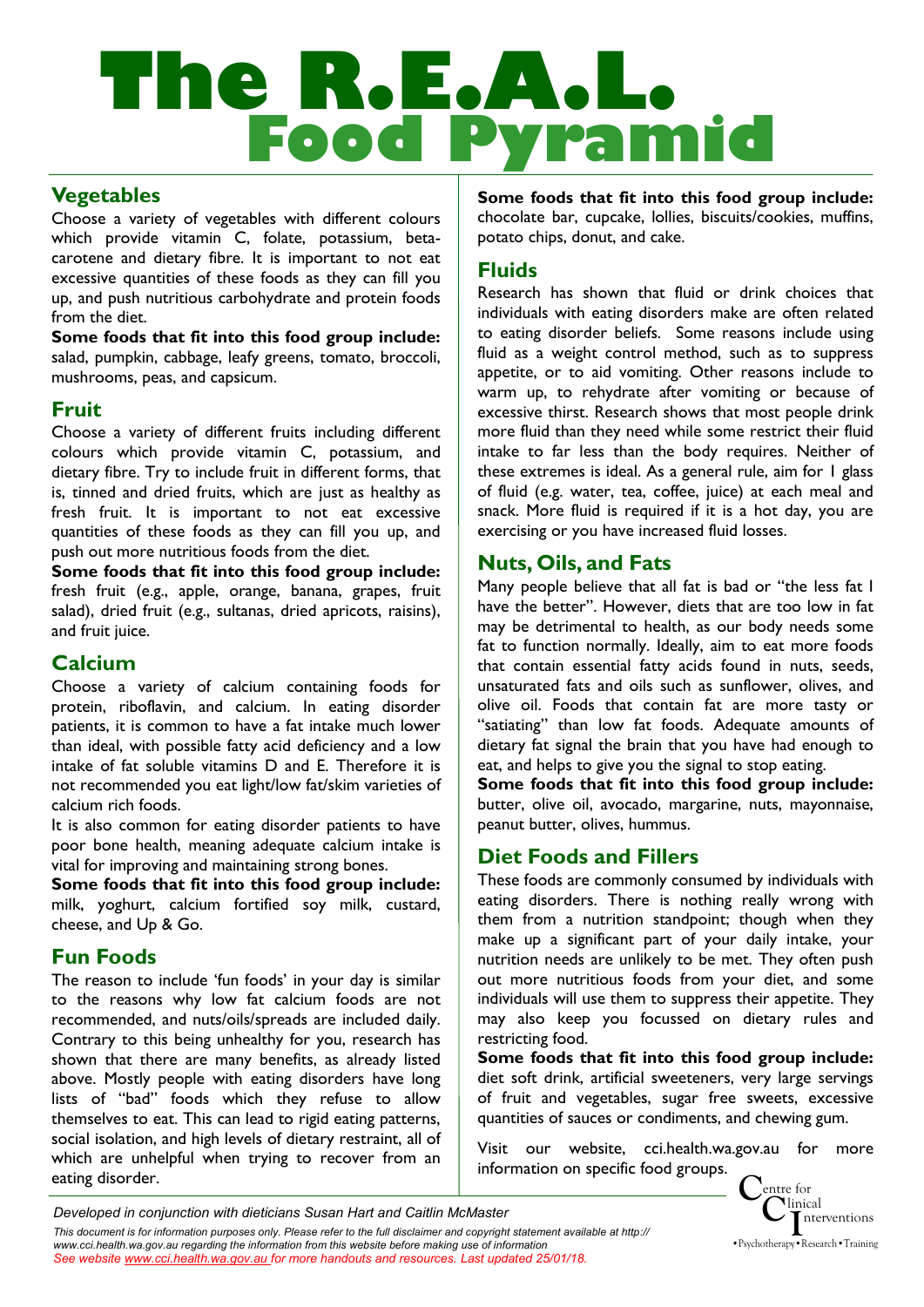# The R.E.A.L. Food Pyramid

## Vegetables

Choose a variety of vegetables with different colours which provide vitamin C, folate, potassium, beta-carotene and dietary fibre. It is important to not eat excessive quantities of these foods as they can fill you up, and push nutritious carbohydrate and protein foods from the diet.

**Some foods that fit into this food group include:** salad, pumpkin, cabbage, leafy greens, tomato, broccoli, mushrooms, peas, and capsicum.

## Fruit

Choose a variety of different fruits including different colours which provide vitamin C, potassium, and dietary fibre. Try to include fruit in different forms, that is, tinned and dried fruits, which are just as healthy as fresh fruit. It is important to not eat excessive quantities of these foods as they can fill you up, and push out more nutritious foods from the diet.

**Some foods that fit into this food group include:** fresh fruit (e.g., apple, orange, banana, grapes, fruit salad), dried fruit (e.g., sultanas, dried apricots, raisins), and fruit juice.

## Calcium

Choose a variety of calcium containing foods for protein, riboflavin, and calcium. In eating disorder patients, it is common to have a fat intake much lower than ideal, with possible fatty acid deficiency and a low intake of fat soluble vitamins D and E. Therefore it is not recommended you eat light/low fat/skim varieties of calcium rich foods.

It is also common for eating disorder patients to have poor bone health, meaning adequate calcium intake is vital for improving and maintaining strong bones.

**Some foods that fit into this food group include:** milk, yoghurt, calcium fortified soy milk, custard, cheese, and Up & Go.

## Fun Foods

The reason to include 'fun foods' in your day is similar to the reasons why low fat calcium foods are not recommended, and nuts/oils/spreads are included daily. Contrary to this being unhealthy for you, research has shown that there are many benefits, as already listed above. Mostly people with eating disorders have long lists of "bad" foods which they refuse to allow themselves to eat. This can lead to rigid eating patterns, social isolation, and high levels of dietary restraint, all of which are unhelpful when trying to recover from an eating disorder.

**Some foods that fit into this food group include:** chocolate bar, cupcake, lollies, biscuits/cookies, muffins, potato chips, donut, and cake.

## Fluids

Research has shown that fluid or drink choices that individuals with eating disorders make are often related to eating disorder beliefs. Some reasons include using fluid as a weight control method, such as to suppress appetite, or to aid vomiting. Other reasons include to warm up, to rehydrate after vomiting or because of excessive thirst. Research shows that most people drink more fluid than they need while some restrict their fluid intake to far less than the body requires. Neither of these extremes is ideal. As a general rule, aim for 1 glass of fluid (e.g. water, tea, coffee, juice) at each meal and snack. More fluid is required if it is a hot day, you are exercising or you have increased fluid losses.

## Nuts, Oils, and Fats

Many people believe that all fat is bad or "the less fat I have the better". However, diets that are too low in fat may be detrimental to health, as our body needs some fat to function normally. Ideally, aim to eat more foods that contain essential fatty acids found in nuts, seeds, unsaturated fats and oils such as sunflower, olives, and olive oil. Foods that contain fat are more tasty or "satiating" than low fat foods. Adequate amounts of dietary fat signal the brain that you have had enough to eat, and helps to give you the signal to stop eating.

**Some foods that fit into this food group include:** butter, olive oil, avocado, margarine, nuts, mayonnaise, peanut butter, olives, hummus.

## Diet Foods and Fillers

These foods are commonly consumed by individuals with eating disorders. There is nothing really wrong with them from a nutrition standpoint; though when they make up a significant part of your daily intake, your nutrition needs are unlikely to be met. They often push out more nutritious foods from your diet, and some individuals will use them to suppress their appetite. They may also keep you focussed on dietary rules and restricting food.

**Some foods that fit into this food group include:** diet soft drink, artificial sweeteners, very large servings of fruit and vegetables, sugar free sweets, excessive quantities of sauces or condiments, and chewing gum.

Visit our website, cci.health.wa.gov.au for more information on specific food groups.

*Developed in conjunction with dieticians Susan Hart and Caitlin McMaster*

Centre for Clinical Interventions
•Psychotherapy•Research•Training

*This document is for information purposes only. Please refer to the full disclaimer and copyright statement available at http://www.cci.health.wa.gov.au regarding the information from this website before making use of information*

*See website www.cci.health.wa.gov.au for more handouts and resources. Last updated 25/01/18.*